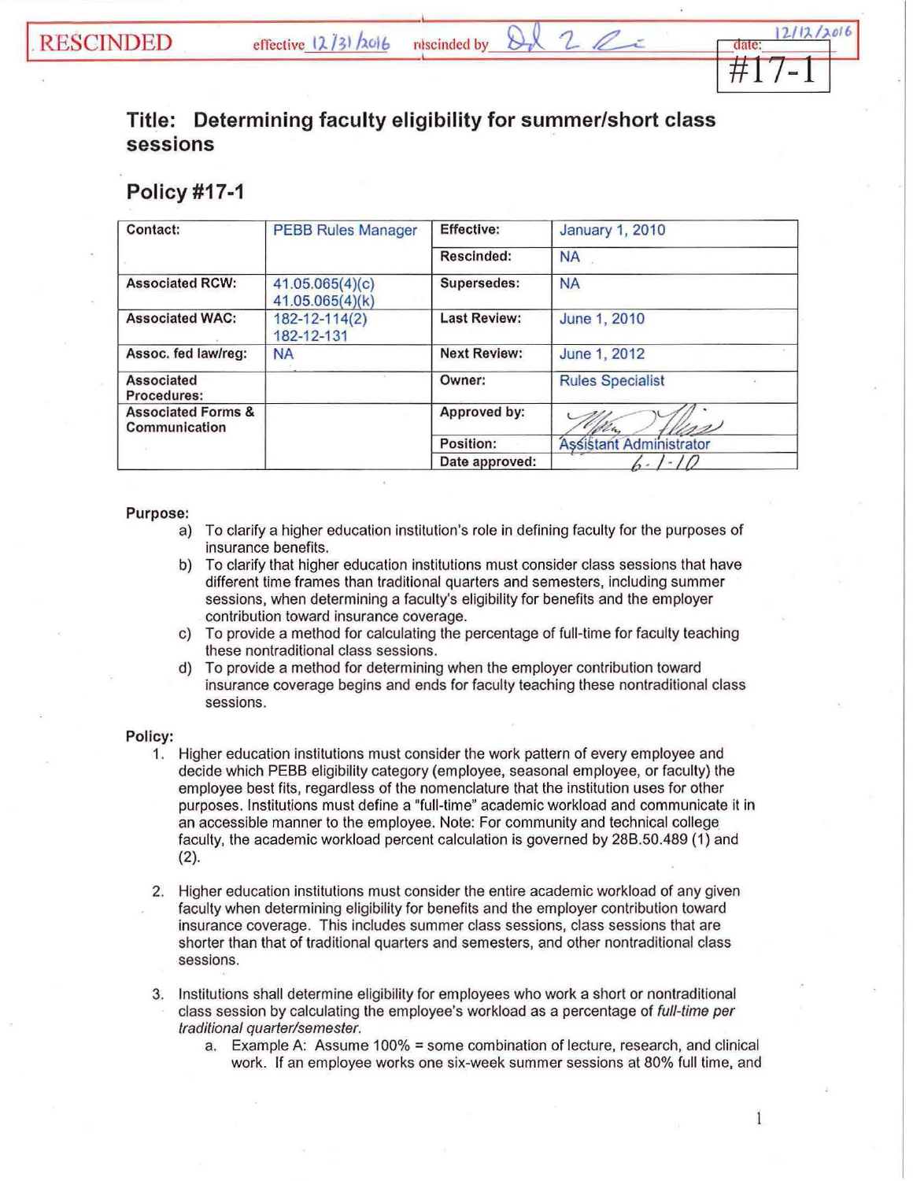RESCINDED effective 12/31/2016 rescinded by [signature] date: 12/12/2016

#17-1

# Title: Determining faculty eligibility for summer/short class sessions

## Policy #17-1

| Contact: | PEBB Rules Manager | Effective: | January 1, 2010 |
|---|---|---|---|
| | | Rescinded: | NA |
| Associated RCW: | 41.05.065(4)(c) 41.05.065(4)(k) | Supersedes: | NA |
| Associated WAC: | 182-12-114(2) 182-12-131 | Last Review: | June 1, 2010 |
| Assoc. fed law/reg: | NA | Next Review: | June 1, 2012 |
| Associated Procedures: | | Owner: | Rules Specialist |
| Associated Forms & Communication | | Approved by: | [signature] |
| | | Position: | Assistant Administrator |
| | | Date approved: | 6-1-10 |

**Purpose:**

a) To clarify a higher education institution's role in defining faculty for the purposes of insurance benefits.

b) To clarify that higher education institutions must consider class sessions that have different time frames than traditional quarters and semesters, including summer sessions, when determining a faculty's eligibility for benefits and the employer contribution toward insurance coverage.

c) To provide a method for calculating the percentage of full-time for faculty teaching these nontraditional class sessions.

d) To provide a method for determining when the employer contribution toward insurance coverage begins and ends for faculty teaching these nontraditional class sessions.

**Policy:**

1. Higher education institutions must consider the work pattern of every employee and decide which PEBB eligibility category (employee, seasonal employee, or faculty) the employee best fits, regardless of the nomenclature that the institution uses for other purposes. Institutions must define a "full-time" academic workload and communicate it in an accessible manner to the employee. Note: For community and technical college faculty, the academic workload percent calculation is governed by 28B.50.489 (1) and (2).

2. Higher education institutions must consider the entire academic workload of any given faculty when determining eligibility for benefits and the employer contribution toward insurance coverage. This includes summer class sessions, class sessions that are shorter than that of traditional quarters and semesters, and other nontraditional class sessions.

3. Institutions shall determine eligibility for employees who work a short or nontraditional class session by calculating the employee's workload as a percentage of *full-time per traditional quarter/semester.*
   a. Example A: Assume 100% = some combination of lecture, research, and clinical work. If an employee works one six-week summer sessions at 80% full time, and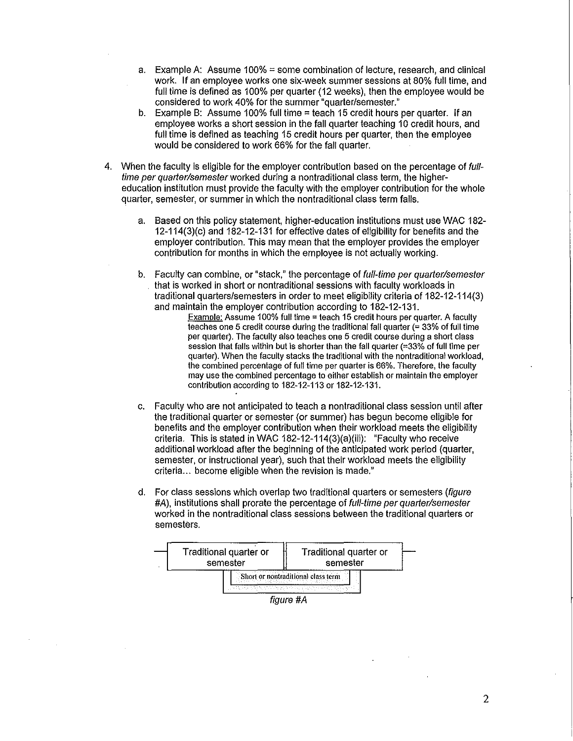a. Example A: Assume 100% = some combination of lecture, research, and clinical work. If an employee works one six-week summer sessions at 80% full time, and full time is defined as 100% per quarter (12 weeks), then the employee would be considered to work 40% for the summer "quarter/semester."
   b. Example B: Assume 100% full time = teach 15 credit hours per quarter. If an employee works a short session in the fall quarter teaching 10 credit hours, and full time is defined as teaching 15 credit hours per quarter, then the employee would be considered to work 66% for the fall quarter.

4. When the faculty is eligible for the employer contribution based on the percentage of *full-time per quarter/semester* worked during a nontraditional class term, the higher-education institution must provide the faculty with the employer contribution for the whole quarter, semester, or summer in which the nontraditional class term falls.

   a. Based on this policy statement, higher-education institutions must use WAC 182-12-114(3)(c) and 182-12-131 for effective dates of eligibility for benefits and the employer contribution. This may mean that the employer provides the employer contribution for months in which the employee is not actually working.

   b. Faculty can combine, or "stack," the percentage of *full-time per quarter/semester* that is worked in short or nontraditional sessions with faculty workloads in traditional quarters/semesters in order to meet eligibility criteria of 182-12-114(3) and maintain the employer contribution according to 182-12-131.

      Example: Assume 100% full time = teach 15 credit hours per quarter. A faculty teaches one 5 credit course during the traditional fall quarter (= 33% of full time per quarter). The faculty also teaches one 5 credit course during a short class session that falls within but is shorter than the fall quarter (=33% of full time per quarter). When the faculty stacks the traditional with the nontraditional workload, the combined percentage of full time per quarter is 66%. Therefore, the faculty may use the combined percentage to either establish or maintain the employer contribution according to 182-12-113 or 182-12-131.

   c. Faculty who are not anticipated to teach a nontraditional class session until after the traditional quarter or semester (or summer) has begun become eligible for benefits and the employer contribution when their workload meets the eligibility criteria. This is stated in WAC 182-12-114(3)(a)(iii): "Faculty who receive additional workload after the beginning of the anticipated work period (quarter, semester, or instructional year), such that their workload meets the eligibility criteria... become eligible when the revision is made."

   d. For class sessions which overlap two traditional quarters or semesters (*figure #A*), institutions shall prorate the percentage of *full-time per quarter/semester* worked in the nontraditional class sessions between the traditional quarters or semesters.

Traditional quarter or semester

Traditional quarter or semester

Short or nontraditional class term

*figure #A*